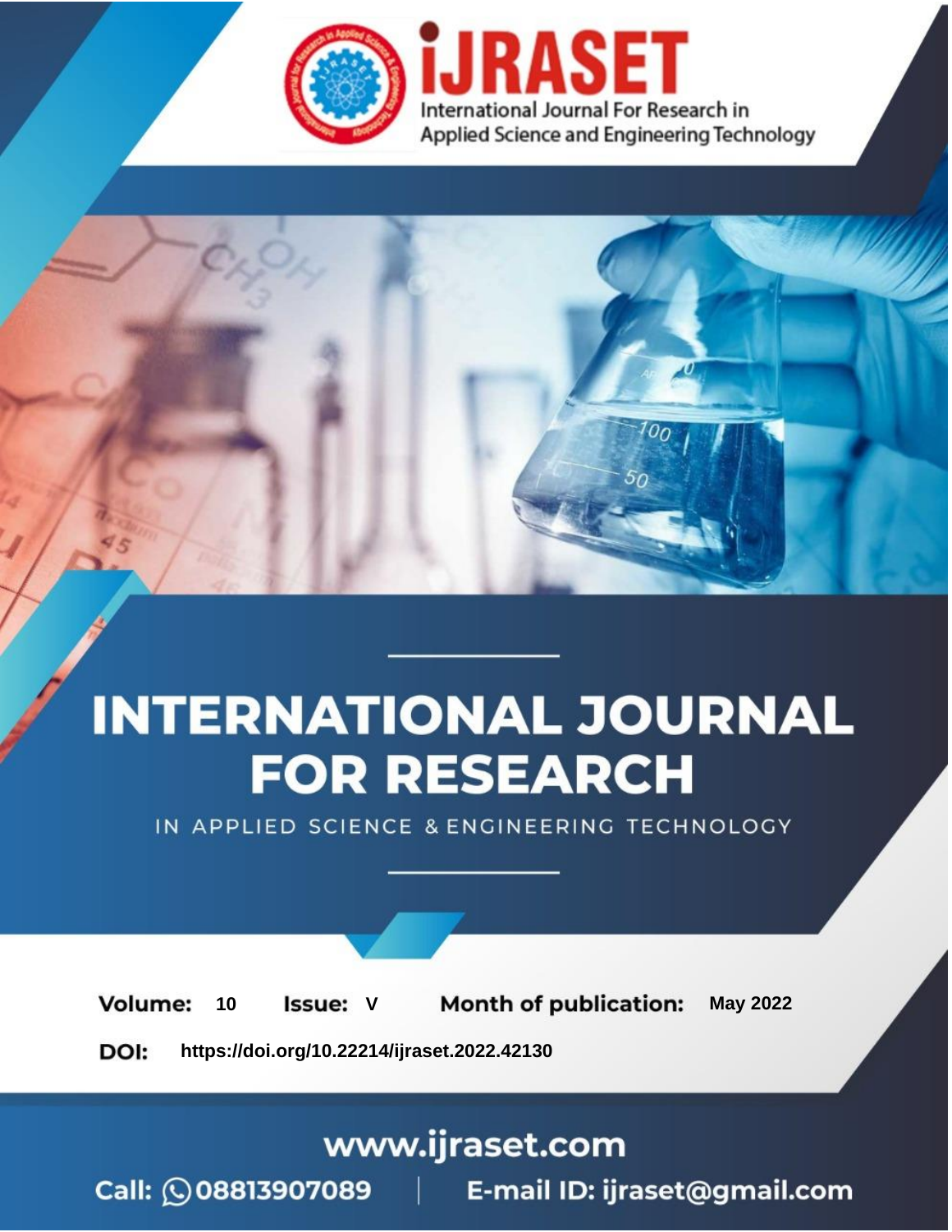# INTERNATIONAL JOURNAL FOR RESEARCH

IN APPLIED SCIENCE & ENGINEERING TECHNOLOGY

**Volume:** 10 **Issue:** V **Month of publication:** May 2022

**DOI:** https://doi.org/10.22214/ijraset.2022.42130

www.ijraset.com

Call: 08813907089 | E-mail ID: ijraset@gmail.com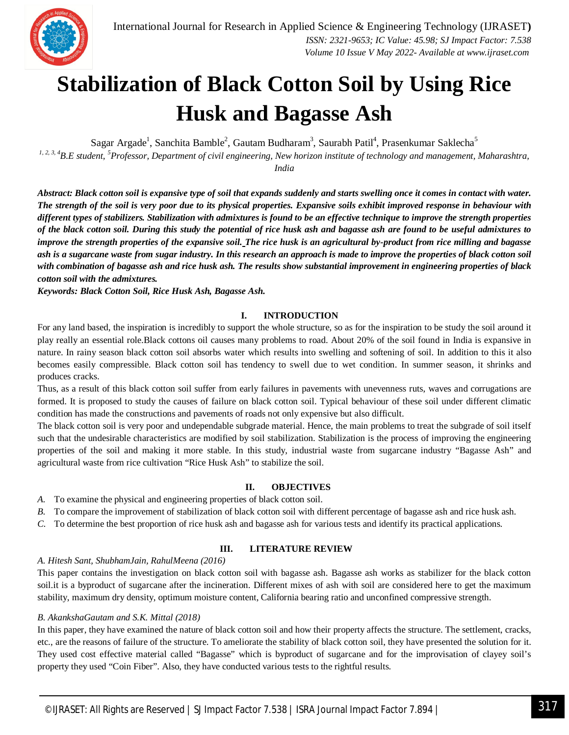# Stabilization of Black Cotton Soil by Using Rice Husk and Bagasse Ash

Sagar Argade[1], Sanchita Bamble[2], Gautam Budharam[3], Saurabh Patil[4], Prasenkumar Saklecha[5]

[1, 2, 3, 4]*B.E student,* [5]*Professor, Department of civil engineering, New horizon institute of technology and management, Maharashtra, India*

***Abstract: Black cotton soil is expansive type of soil that expands suddenly and starts swelling once it comes in contact with water. The strength of the soil is very poor due to its physical properties. Expansive soils exhibit improved response in behaviour with different types of stabilizers. Stabilization with admixtures is found to be an effective technique to improve the strength properties of the black cotton soil. During this study the potential of rice husk ash and bagasse ash are found to be useful admixtures to improve the strength properties of the expansive soil. The rice husk is an agricultural by-product from rice milling and bagasse ash is a sugarcane waste from sugar industry. In this research an approach is made to improve the properties of black cotton soil with combination of bagasse ash and rice husk ash. The results show substantial improvement in engineering properties of black cotton soil with the admixtures.***

***Keywords: Black Cotton Soil, Rice Husk Ash, Bagasse Ash.***

## I. INTRODUCTION

For any land based, the inspiration is incredibly to support the whole structure, so as for the inspiration to be study the soil around it play really an essential role.Black cottons oil causes many problems to road. About 20% of the soil found in India is expansive in nature. In rainy season black cotton soil absorbs water which results into swelling and softening of soil. In addition to this it also becomes easily compressible. Black cotton soil has tendency to swell due to wet condition. In summer season, it shrinks and produces cracks.

Thus, as a result of this black cotton soil suffer from early failures in pavements with unevenness ruts, waves and corrugations are formed. It is proposed to study the causes of failure on black cotton soil. Typical behaviour of these soil under different climatic condition has made the constructions and pavements of roads not only expensive but also difficult.

The black cotton soil is very poor and undependable subgrade material. Hence, the main problems to treat the subgrade of soil itself such that the undesirable characteristics are modified by soil stabilization. Stabilization is the process of improving the engineering properties of the soil and making it more stable. In this study, industrial waste from sugarcane industry "Bagasse Ash" and agricultural waste from rice cultivation "Rice Husk Ash" to stabilize the soil.

## II. OBJECTIVES

*A.* To examine the physical and engineering properties of black cotton soil.
*B.* To compare the improvement of stabilization of black cotton soil with different percentage of bagasse ash and rice husk ash.
*C.* To determine the best proportion of rice husk ash and bagasse ash for various tests and identify its practical applications.

## III. LITERATURE REVIEW

### *A. Hitesh Sant, ShubhamJain, RahulMeena (2016)*

This paper contains the investigation on black cotton soil with bagasse ash. Bagasse ash works as stabilizer for the black cotton soil.it is a byproduct of sugarcane after the incineration. Different mixes of ash with soil are considered here to get the maximum stability, maximum dry density, optimum moisture content, California bearing ratio and unconfined compressive strength.

### *B. AkankshaGautam and S.K. Mittal (2018)*

In this paper, they have examined the nature of black cotton soil and how their property affects the structure. The settlement, cracks, etc., are the reasons of failure of the structure. To ameliorate the stability of black cotton soil, they have presented the solution for it. They used cost effective material called "Bagasse" which is byproduct of sugarcane and for the improvisation of clayey soil's property they used "Coin Fiber". Also, they have conducted various tests to the rightful results.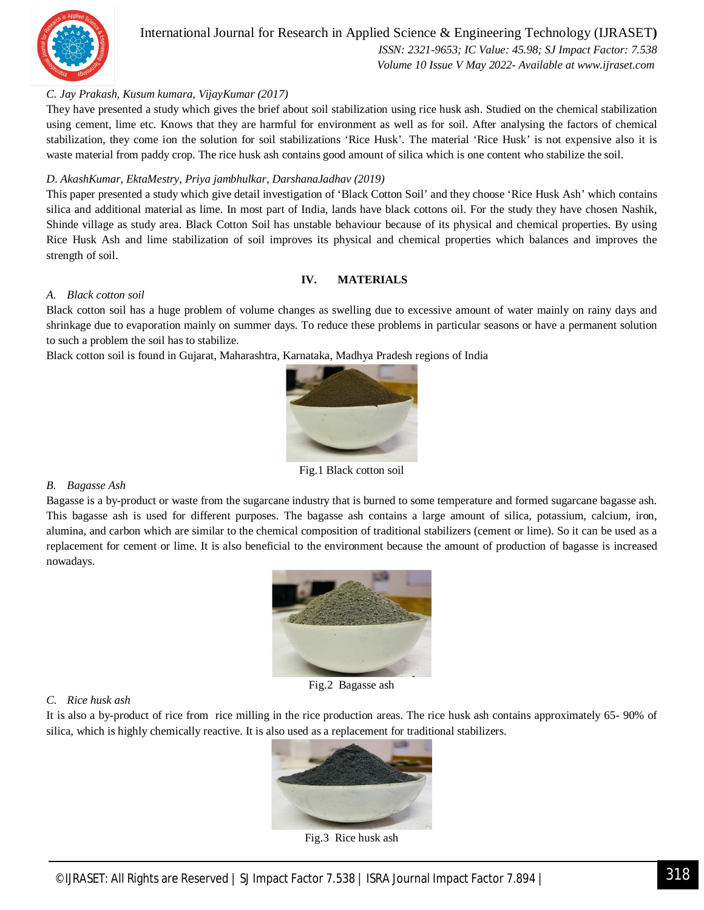*C. Jay Prakash, Kusum kumara, VijayKumar (2017)*

They have presented a study which gives the brief about soil stabilization using rice husk ash. Studied on the chemical stabilization using cement, lime etc. Knows that they are harmful for environment as well as for soil. After analysing the factors of chemical stabilization, they come ion the solution for soil stabilizations 'Rice Husk'. The material 'Rice Husk' is not expensive also it is waste material from paddy crop. The rice husk ash contains good amount of silica which is one content who stabilize the soil.

*D. AkashKumar, EktaMestry, Priya jambhulkar, DarshanaJadhav (2019)*

This paper presented a study which give detail investigation of 'Black Cotton Soil' and they choose 'Rice Husk Ash' which contains silica and additional material as lime. In most part of India, lands have black cottons oil. For the study they have chosen Nashik, Shinde village as study area. Black Cotton Soil has unstable behaviour because of its physical and chemical properties. By using Rice Husk Ash and lime stabilization of soil improves its physical and chemical properties which balances and improves the strength of soil.

## IV. MATERIALS

### *A. Black cotton soil*

Black cotton soil has a huge problem of volume changes as swelling due to excessive amount of water mainly on rainy days and shrinkage due to evaporation mainly on summer days. To reduce these problems in particular seasons or have a permanent solution to such a problem the soil has to stabilize.

Black cotton soil is found in Gujarat, Maharashtra, Karnataka, Madhya Pradesh regions of India

Fig.1 Black cotton soil

### *B. Bagasse Ash*

Bagasse is a by-product or waste from the sugarcane industry that is burned to some temperature and formed sugarcane bagasse ash. This bagasse ash is used for different purposes. The bagasse ash contains a large amount of silica, potassium, calcium, iron, alumina, and carbon which are similar to the chemical composition of traditional stabilizers (cement or lime). So it can be used as a replacement for cement or lime. It is also beneficial to the environment because the amount of production of bagasse is increased nowadays.

Fig.2 Bagasse ash

### *C. Rice husk ash*

It is also a by-product of rice from rice milling in the rice production areas. The rice husk ash contains approximately 65- 90% of silica, which is highly chemically reactive. It is also used as a replacement for traditional stabilizers.

Fig.3 Rice husk ash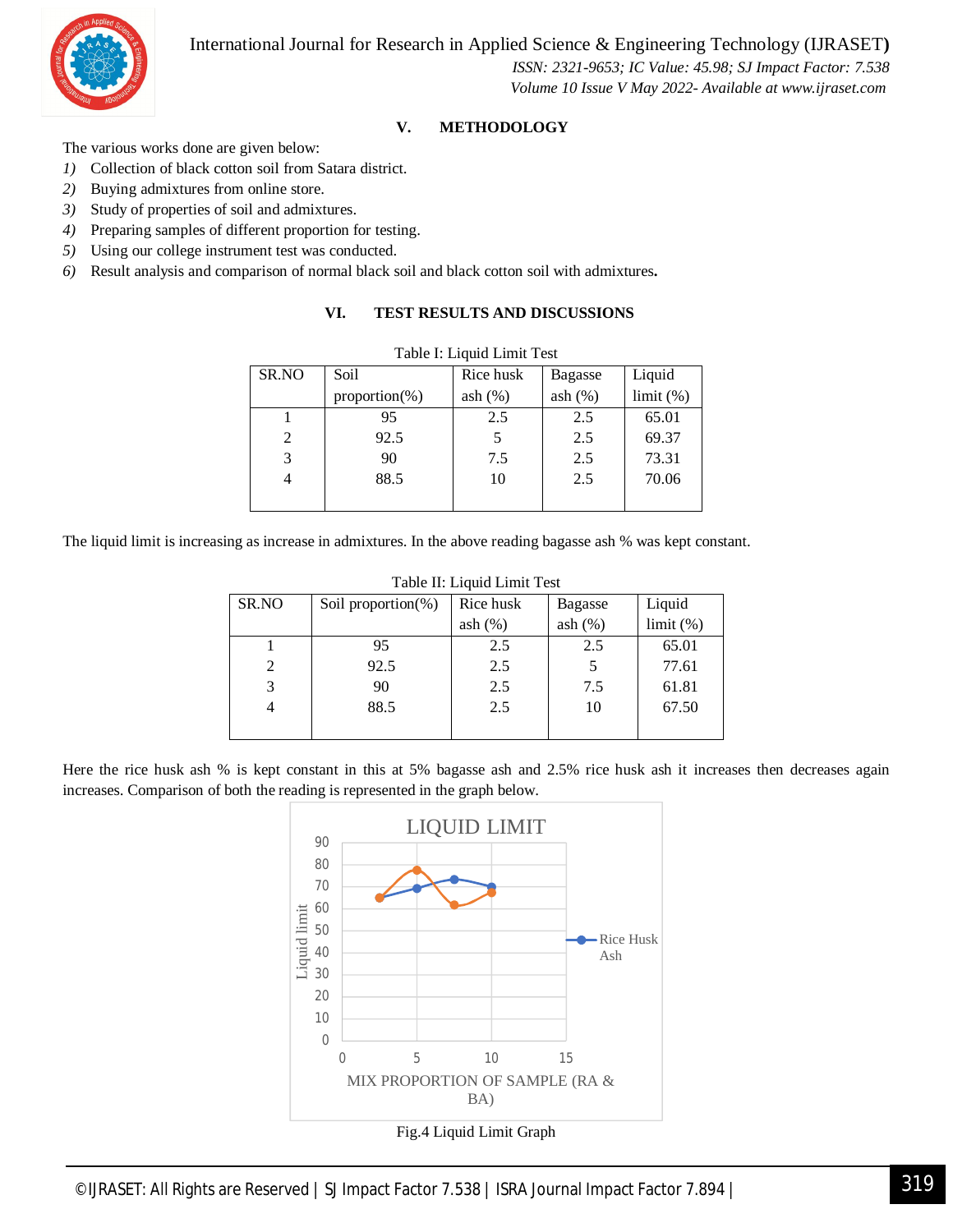## V. METHODOLOGY

The various works done are given below:

1) Collection of black cotton soil from Satara district.
2) Buying admixtures from online store.
3) Study of properties of soil and admixtures.
4) Preparing samples of different proportion for testing.
5) Using our college instrument test was conducted.
6) Result analysis and comparison of normal black soil and black cotton soil with admixtures**.**

## VI. TEST RESULTS AND DISCUSSIONS

Table I: Liquid Limit Test

| SR.NO | Soil proportion(%) | Rice husk ash (%) | Bagasse ash (%) | Liquid limit (%) |
|---|---|---|---|---|
| 1 | 95 | 2.5 | 2.5 | 65.01 |
| 2 | 92.5 | 5 | 2.5 | 69.37 |
| 3 | 90 | 7.5 | 2.5 | 73.31 |
| 4 | 88.5 | 10 | 2.5 | 70.06 |

The liquid limit is increasing as increase in admixtures. In the above reading bagasse ash % was kept constant.

Table II: Liquid Limit Test

| SR.NO | Soil proportion(%) | Rice husk ash (%) | Bagasse ash (%) | Liquid limit (%) |
|---|---|---|---|---|
| 1 | 95 | 2.5 | 2.5 | 65.01 |
| 2 | 92.5 | 2.5 | 5 | 77.61 |
| 3 | 90 | 2.5 | 7.5 | 61.81 |
| 4 | 88.5 | 2.5 | 10 | 67.50 |

Here the rice husk ash % is kept constant in this at 5% bagasse ash and 2.5% rice husk ash it increases then decreases again increases. Comparison of both the reading is represented in the graph below.

Fig.4 Liquid Limit Graph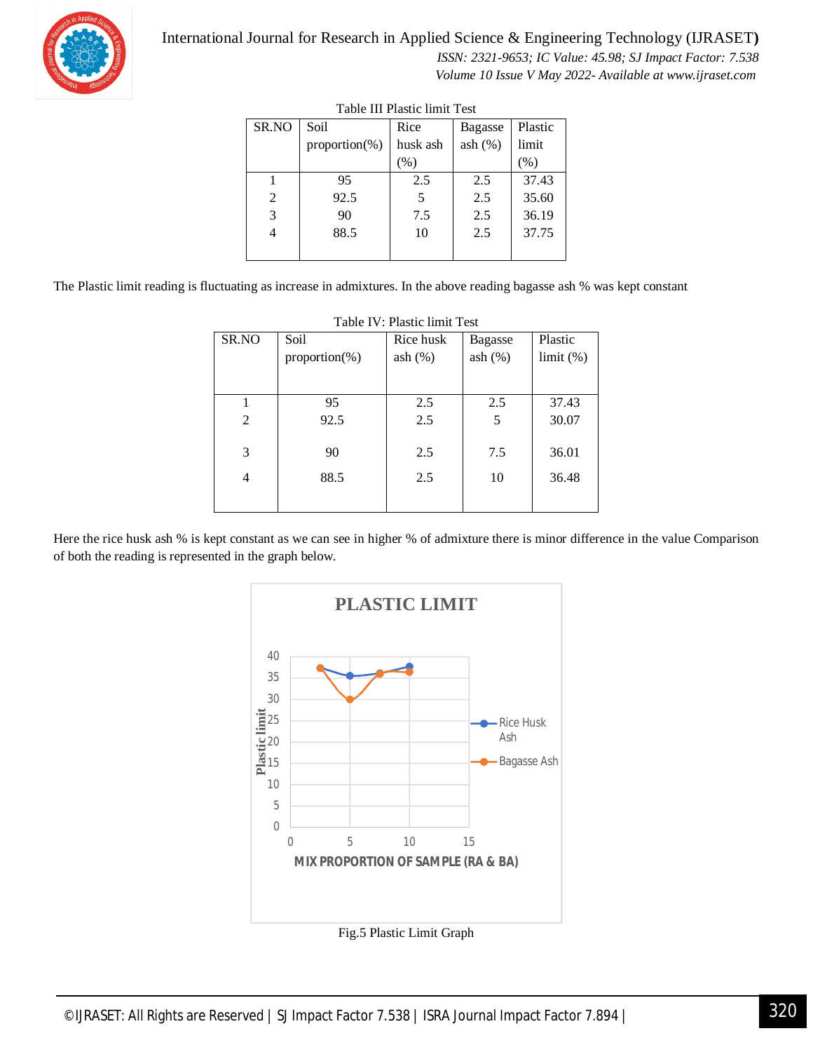Table III Plastic limit Test

| SR.NO | Soil proportion(%) | Rice husk ash (%) | Bagasse ash (%) | Plastic limit (%) |
|---|---|---|---|---|
| 1 | 95 | 2.5 | 2.5 | 37.43 |
| 2 | 92.5 | 5 | 2.5 | 35.60 |
| 3 | 90 | 7.5 | 2.5 | 36.19 |
| 4 | 88.5 | 10 | 2.5 | 37.75 |

The Plastic limit reading is fluctuating as increase in admixtures. In the above reading bagasse ash % was kept constant

Table IV: Plastic limit Test

| SR.NO | Soil proportion(%) | Rice husk ash (%) | Bagasse ash (%) | Plastic limit (%) |
|---|---|---|---|---|
| 1 | 95 | 2.5 | 2.5 | 37.43 |
| 2 | 92.5 | 2.5 | 5 | 30.07 |
| 3 | 90 | 2.5 | 7.5 | 36.01 |
| 4 | 88.5 | 2.5 | 10 | 36.48 |

Here the rice husk ash % is kept constant as we can see in higher % of admixture there is minor difference in the value Comparison of both the reading is represented in the graph below.

Fig.5 Plastic Limit Graph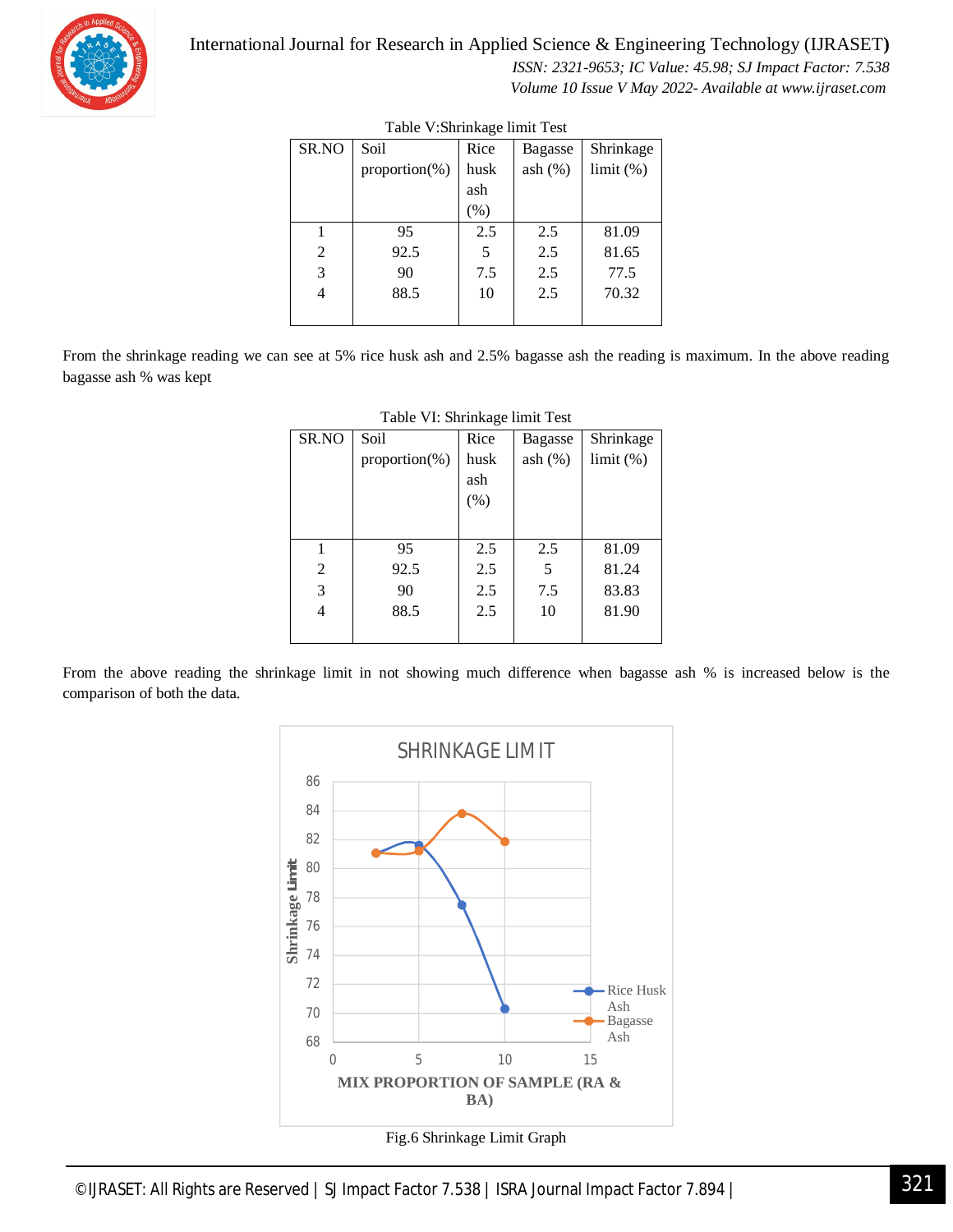Table V:Shrinkage limit Test

| SR.NO | Soil proportion(%) | Rice husk ash (%) | Bagasse ash (%) | Shrinkage limit (%) |
|---|---|---|---|---|
| 1 | 95 | 2.5 | 2.5 | 81.09 |
| 2 | 92.5 | 5 | 2.5 | 81.65 |
| 3 | 90 | 7.5 | 2.5 | 77.5 |
| 4 | 88.5 | 10 | 2.5 | 70.32 |

From the shrinkage reading we can see at 5% rice husk ash and 2.5% bagasse ash the reading is maximum. In the above reading bagasse ash % was kept

Table VI: Shrinkage limit Test

| SR.NO | Soil proportion(%) | Rice husk ash (%) | Bagasse ash (%) | Shrinkage limit (%) |
|---|---|---|---|---|
| 1 | 95 | 2.5 | 2.5 | 81.09 |
| 2 | 92.5 | 2.5 | 5 | 81.24 |
| 3 | 90 | 2.5 | 7.5 | 83.83 |
| 4 | 88.5 | 2.5 | 10 | 81.90 |

From the above reading the shrinkage limit in not showing much difference when bagasse ash % is increased below is the comparison of both the data.

Fig.6 Shrinkage Limit Graph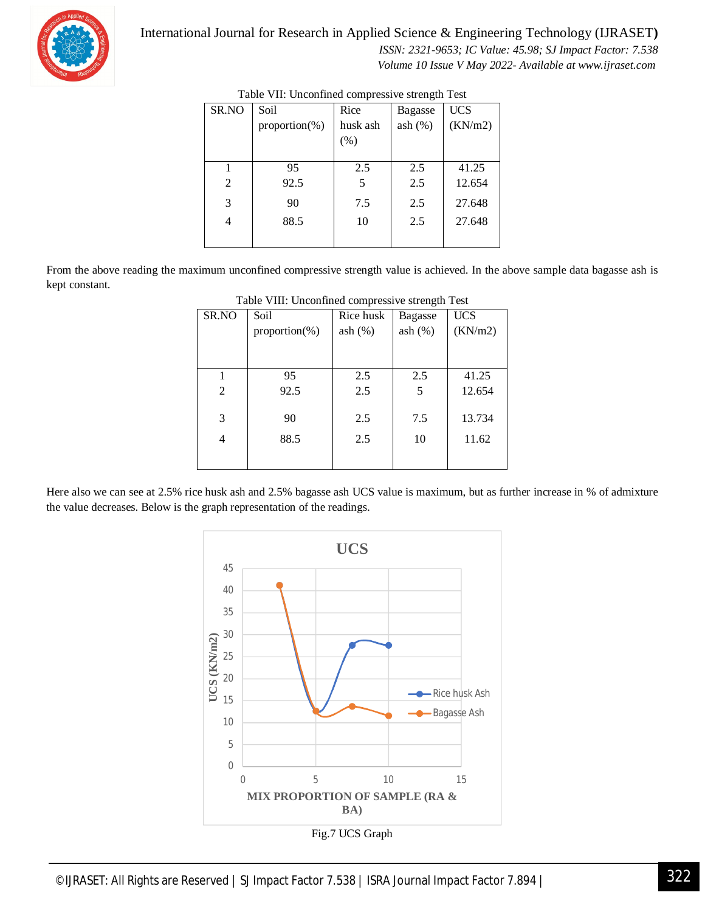Table VII: Unconfined compressive strength Test

| SR.NO | Soil proportion(%) | Rice husk ash (%) | Bagasse ash (%) | UCS (KN/m2) |
|---|---|---|---|---|
| 1 | 95 | 2.5 | 2.5 | 41.25 |
| 2 | 92.5 | 5 | 2.5 | 12.654 |
| 3 | 90 | 7.5 | 2.5 | 27.648 |
| 4 | 88.5 | 10 | 2.5 | 27.648 |

From the above reading the maximum unconfined compressive strength value is achieved. In the above sample data bagasse ash is kept constant.

Table VIII: Unconfined compressive strength Test

| SR.NO | Soil proportion(%) | Rice husk ash (%) | Bagasse ash (%) | UCS (KN/m2) |
|---|---|---|---|---|
| 1 | 95 | 2.5 | 2.5 | 41.25 |
| 2 | 92.5 | 2.5 | 5 | 12.654 |
| 3 | 90 | 2.5 | 7.5 | 13.734 |
| 4 | 88.5 | 2.5 | 10 | 11.62 |

Here also we can see at 2.5% rice husk ash and 2.5% bagasse ash UCS value is maximum, but as further increase in % of admixture the value decreases. Below is the graph representation of the readings.

Fig.7 UCS Graph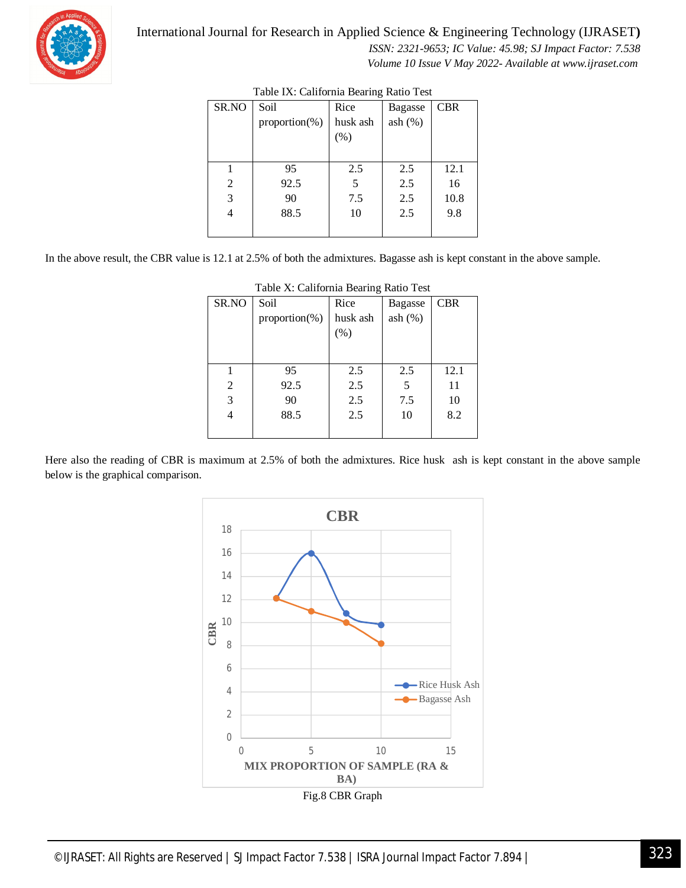Table IX: California Bearing Ratio Test

| SR.NO | Soil proportion(%) | Rice husk ash (%) | Bagasse ash (%) | CBR |
|---|---|---|---|---|
| 1 | 95 | 2.5 | 2.5 | 12.1 |
| 2 | 92.5 | 5 | 2.5 | 16 |
| 3 | 90 | 7.5 | 2.5 | 10.8 |
| 4 | 88.5 | 10 | 2.5 | 9.8 |

In the above result, the CBR value is 12.1 at 2.5% of both the admixtures. Bagasse ash is kept constant in the above sample.

Table X: California Bearing Ratio Test

| SR.NO | Soil proportion(%) | Rice husk ash (%) | Bagasse ash (%) | CBR |
|---|---|---|---|---|
| 1 | 95 | 2.5 | 2.5 | 12.1 |
| 2 | 92.5 | 2.5 | 5 | 11 |
| 3 | 90 | 2.5 | 7.5 | 10 |
| 4 | 88.5 | 2.5 | 10 | 8.2 |

Here also the reading of CBR is maximum at 2.5% of both the admixtures. Rice husk ash is kept constant in the above sample below is the graphical comparison.

Fig.8 CBR Graph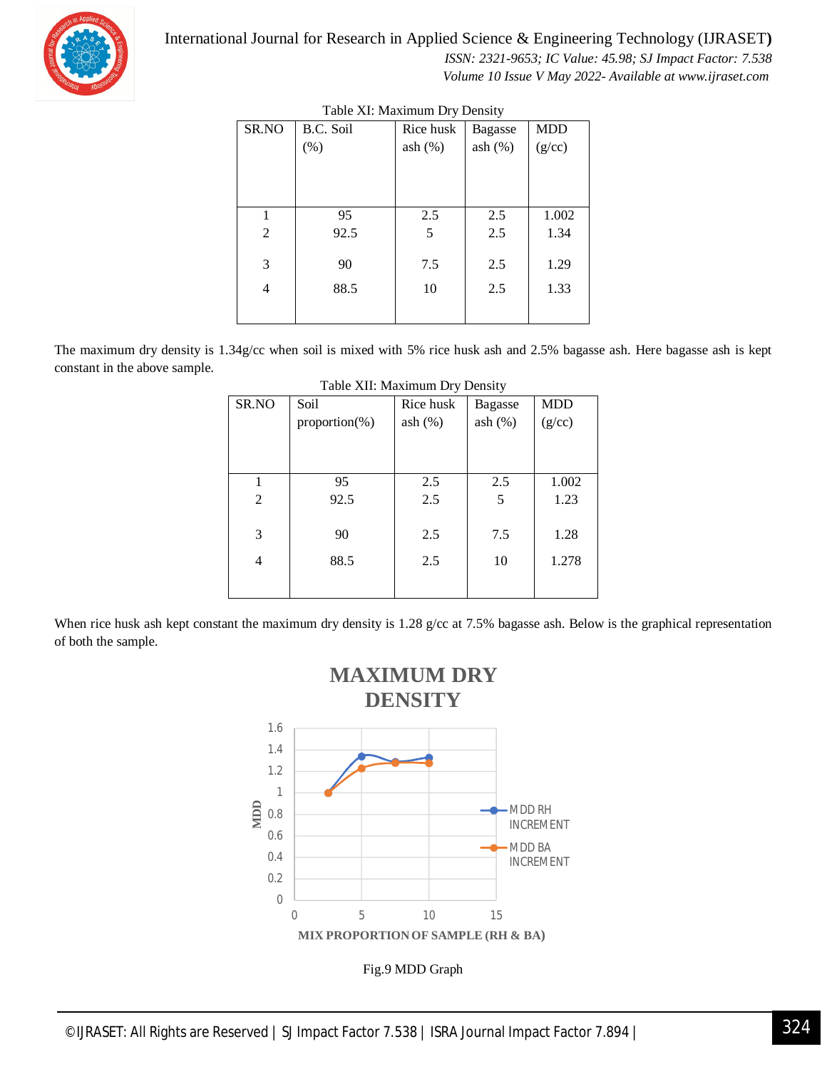Table XI: Maximum Dry Density

| SR.NO | B.C. Soil (%) | Rice husk ash (%) | Bagasse ash (%) | MDD (g/cc) |
|---|---|---|---|---|
| 1 | 95 | 2.5 | 2.5 | 1.002 |
| 2 | 92.5 | 5 | 2.5 | 1.34 |
| 3 | 90 | 7.5 | 2.5 | 1.29 |
| 4 | 88.5 | 10 | 2.5 | 1.33 |

The maximum dry density is 1.34g/cc when soil is mixed with 5% rice husk ash and 2.5% bagasse ash. Here bagasse ash is kept constant in the above sample.

Table XII: Maximum Dry Density

| SR.NO | Soil proportion(%) | Rice husk ash (%) | Bagasse ash (%) | MDD (g/cc) |
|---|---|---|---|---|
| 1 | 95 | 2.5 | 2.5 | 1.002 |
| 2 | 92.5 | 2.5 | 5 | 1.23 |
| 3 | 90 | 2.5 | 7.5 | 1.28 |
| 4 | 88.5 | 2.5 | 10 | 1.278 |

When rice husk ash kept constant the maximum dry density is 1.28 g/cc at 7.5% bagasse ash. Below is the graphical representation of both the sample.

Fig.9 MDD Graph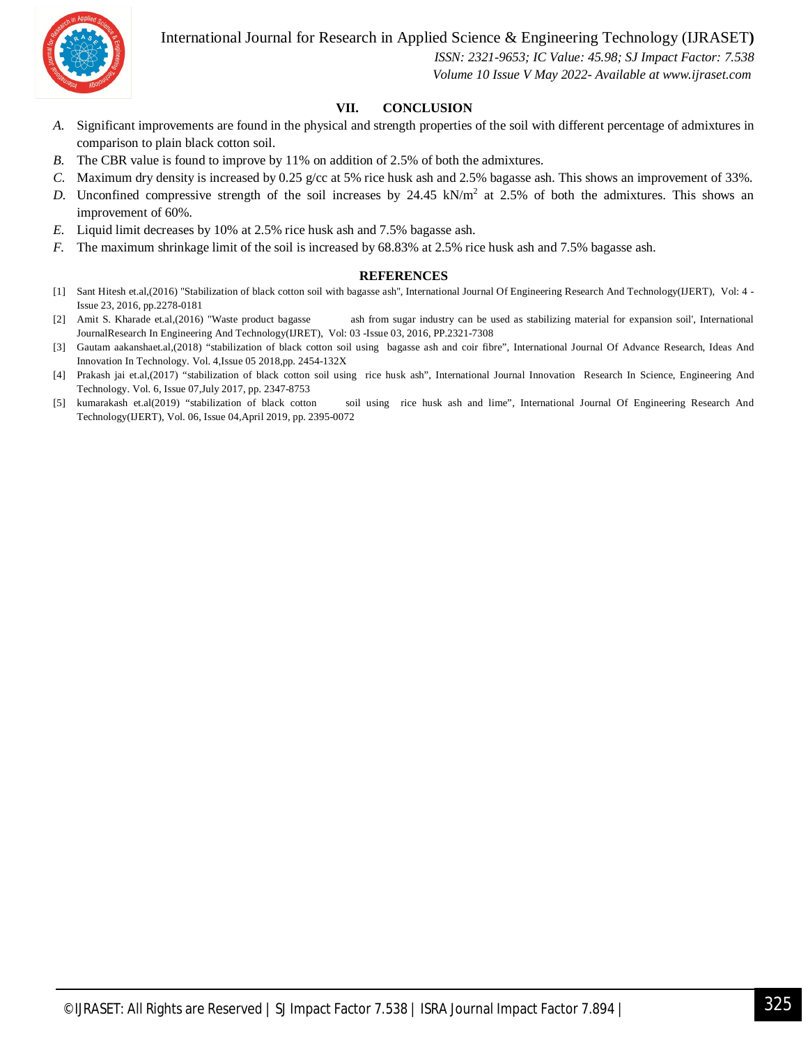## VII. CONCLUSION

*A.* Significant improvements are found in the physical and strength properties of the soil with different percentage of admixtures in comparison to plain black cotton soil.

*B.* The CBR value is found to improve by 11% on addition of 2.5% of both the admixtures.

*C.* Maximum dry density is increased by 0.25 g/cc at 5% rice husk ash and 2.5% bagasse ash. This shows an improvement of 33%.

*D.* Unconfined compressive strength of the soil increases by 24.45 $kN/m^2$ at 2.5% of both the admixtures. This shows an improvement of 60%.

*E.* Liquid limit decreases by 10% at 2.5% rice husk ash and 7.5% bagasse ash.

*F.* The maximum shrinkage limit of the soil is increased by 68.83% at 2.5% rice husk ash and 7.5% bagasse ash.

## REFERENCES

[1] Sant Hitesh et.al,(2016) "Stabilization of black cotton soil with bagasse ash", International Journal Of Engineering Research And Technology(IJERT), Vol: 4 -Issue 23, 2016, pp.2278-0181

[2] Amit S. Kharade et.al,(2016) "Waste product bagasse ash from sugar industry can be used as stabilizing material for expansion soil', International JournalResearch In Engineering And Technology(IJRET), Vol: 03 -Issue 03, 2016, PP.2321-7308

[3] Gautam aakanshaet.al,(2018) "stabilization of black cotton soil using bagasse ash and coir fibre", International Journal Of Advance Research, Ideas And Innovation In Technology. Vol. 4,Issue 05 2018,pp. 2454-132X

[4] Prakash jai et.al,(2017) "stabilization of black cotton soil using rice husk ash", International Journal Innovation Research In Science, Engineering And Technology. Vol. 6, Issue 07,July 2017, pp. 2347-8753

[5] kumarakash et.al(2019) "stabilization of black cotton soil using rice husk ash and lime", International Journal Of Engineering Research And Technology(IJERT), Vol. 06, Issue 04,April 2019, pp. 2395-0072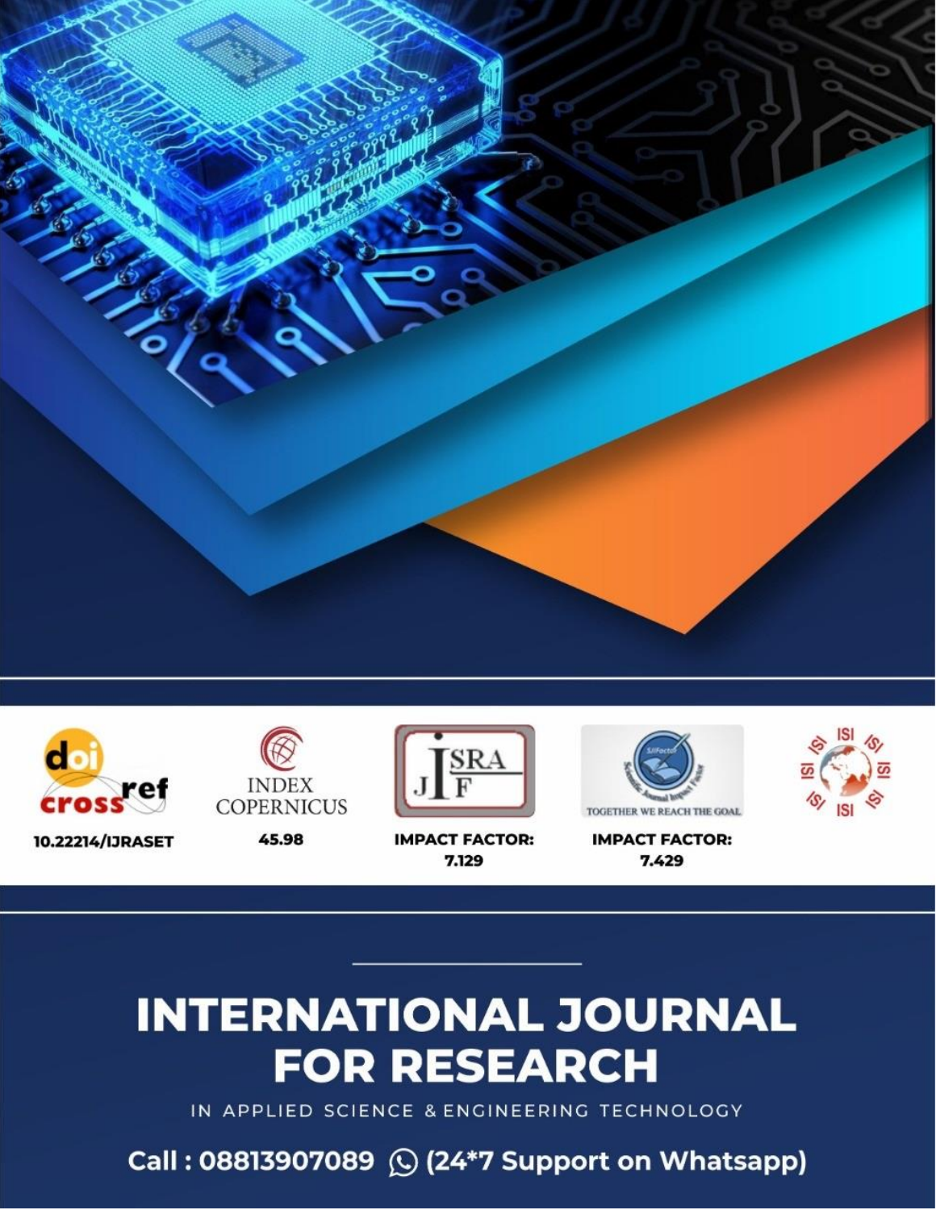10.22214/IJRASET

45.98

IMPACT FACTOR: 7.129

IMPACT FACTOR: 7.429

# INTERNATIONAL JOURNAL FOR RESEARCH

IN APPLIED SCIENCE & ENGINEERING TECHNOLOGY

Call : 08813907089 (24*7 Support on Whatsapp)